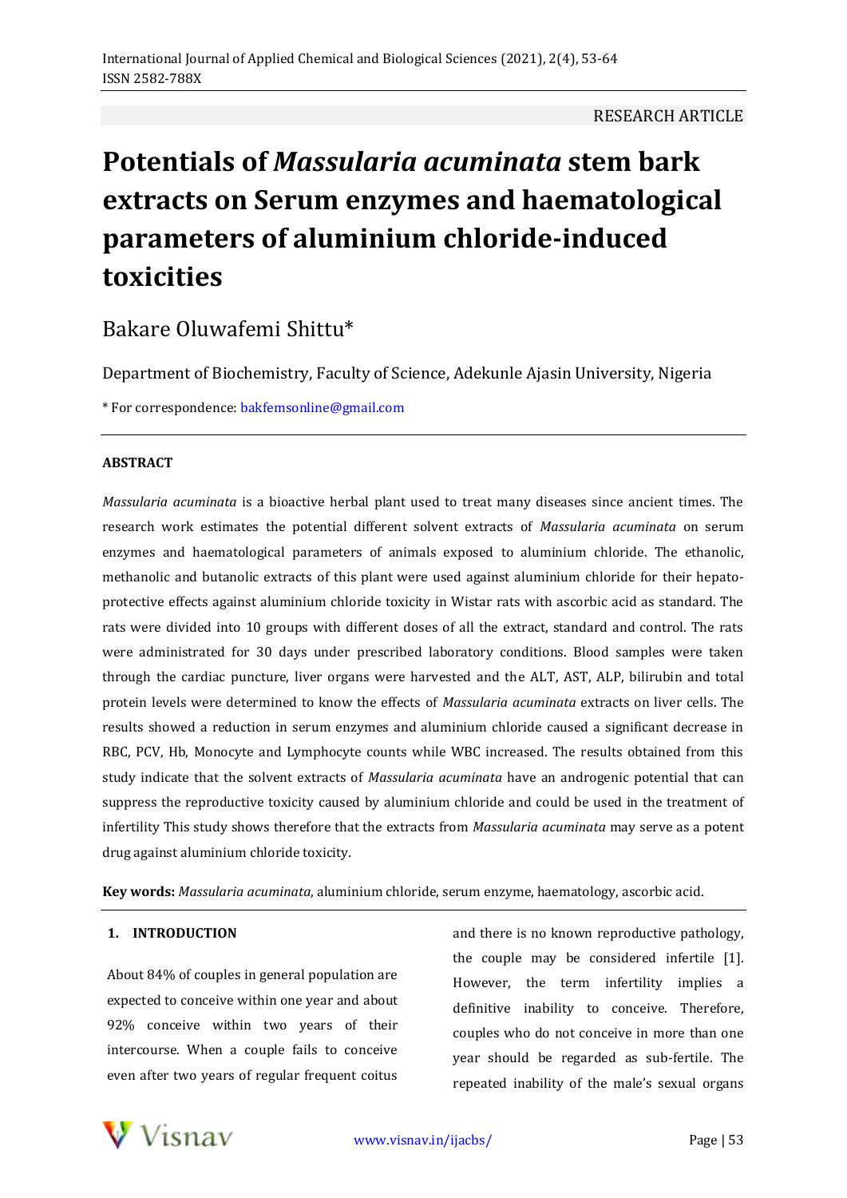RESEARCH ARTICLE

# Potentials of *Massularia acuminata* stem bark extracts on Serum enzymes and haematological parameters of aluminium chloride-induced toxicities

Bakare Oluwafemi Shittu*

Department of Biochemistry, Faculty of Science, Adekunle Ajasin University, Nigeria

* For correspondence: bakfemsonline@gmail.com

**ABSTRACT**

*Massularia acuminata* is a bioactive herbal plant used to treat many diseases since ancient times. The research work estimates the potential different solvent extracts of *Massularia acuminata* on serum enzymes and haematological parameters of animals exposed to aluminium chloride. The ethanolic, methanolic and butanolic extracts of this plant were used against aluminium chloride for their hepato-protective effects against aluminium chloride toxicity in Wistar rats with ascorbic acid as standard. The rats were divided into 10 groups with different doses of all the extract, standard and control. The rats were administrated for 30 days under prescribed laboratory conditions. Blood samples were taken through the cardiac puncture, liver organs were harvested and the ALT, AST, ALP, bilirubin and total protein levels were determined to know the effects of *Massularia acuminata* extracts on liver cells. The results showed a reduction in serum enzymes and aluminium chloride caused a significant decrease in RBC, PCV, Hb, Monocyte and Lymphocyte counts while WBC increased. The results obtained from this study indicate that the solvent extracts of *Massularia acuminata* have an androgenic potential that can suppress the reproductive toxicity caused by aluminium chloride and could be used in the treatment of infertility This study shows therefore that the extracts from *Massularia acuminata* may serve as a potent drug against aluminium chloride toxicity.

**Key words:** *Massularia acuminata*, aluminium chloride, serum enzyme, haematology, ascorbic acid.

## 1. INTRODUCTION

About 84% of couples in general population are expected to conceive within one year and about 92% conceive within two years of their intercourse. When a couple fails to conceive even after two years of regular frequent coitus and there is no known reproductive pathology, the couple may be considered infertile [1]. However, the term infertility implies a definitive inability to conceive. Therefore, couples who do not conceive in more than one year should be regarded as sub-fertile. The repeated inability of the male's sexual organs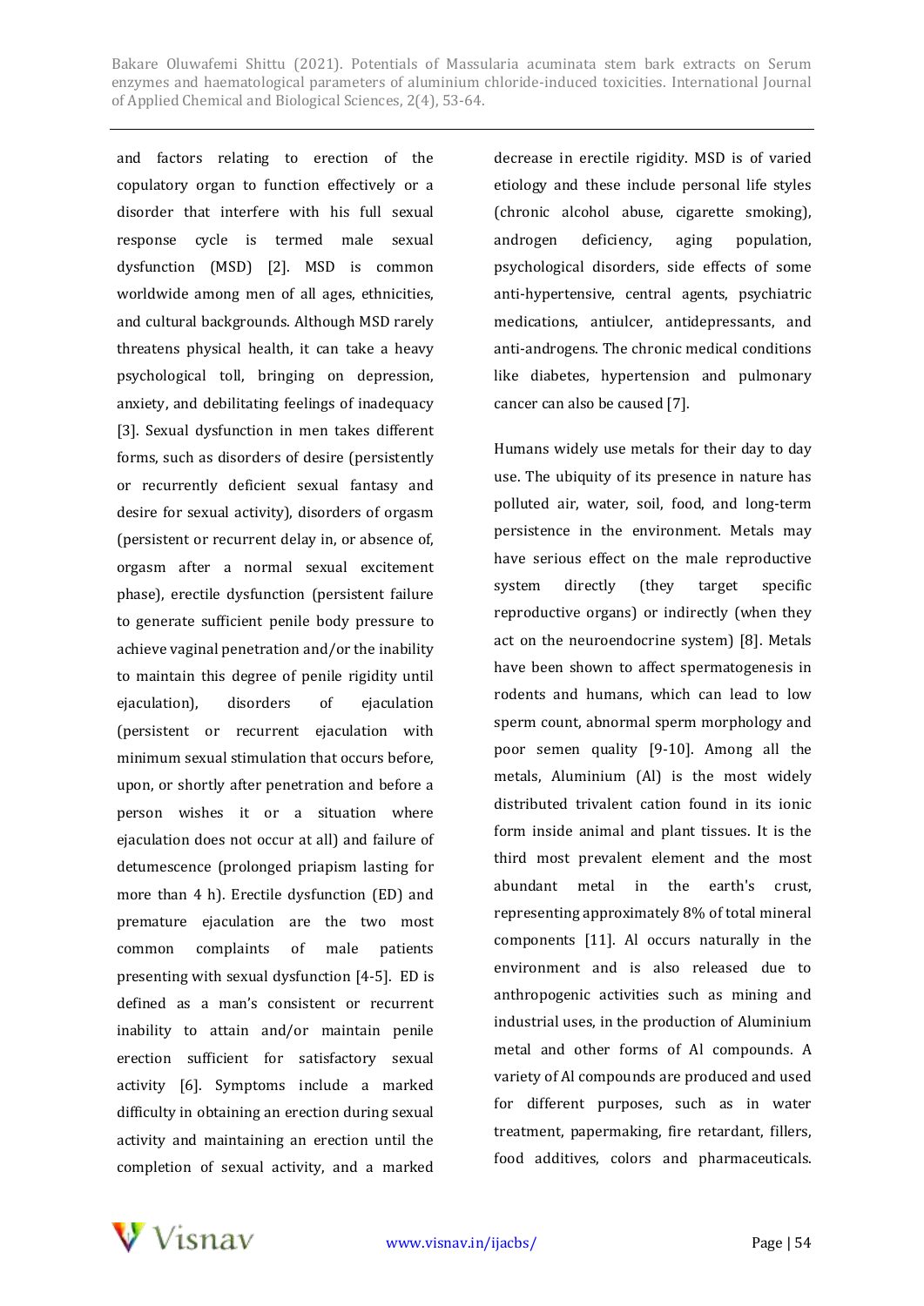and factors relating to erection of the copulatory organ to function effectively or a disorder that interfere with his full sexual response cycle is termed male sexual dysfunction (MSD) [2]. MSD is common worldwide among men of all ages, ethnicities, and cultural backgrounds. Although MSD rarely threatens physical health, it can take a heavy psychological toll, bringing on depression, anxiety, and debilitating feelings of inadequacy [3]. Sexual dysfunction in men takes different forms, such as disorders of desire (persistently or recurrently deficient sexual fantasy and desire for sexual activity), disorders of orgasm (persistent or recurrent delay in, or absence of, orgasm after a normal sexual excitement phase), erectile dysfunction (persistent failure to generate sufficient penile body pressure to achieve vaginal penetration and/or the inability to maintain this degree of penile rigidity until ejaculation), disorders of ejaculation (persistent or recurrent ejaculation with minimum sexual stimulation that occurs before, upon, or shortly after penetration and before a person wishes it or a situation where ejaculation does not occur at all) and failure of detumescence (prolonged priapism lasting for more than 4 h). Erectile dysfunction (ED) and premature ejaculation are the two most common complaints of male patients presenting with sexual dysfunction [4-5]. ED is defined as a man's consistent or recurrent inability to attain and/or maintain penile erection sufficient for satisfactory sexual activity [6]. Symptoms include a marked difficulty in obtaining an erection during sexual activity and maintaining an erection until the completion of sexual activity, and a marked decrease in erectile rigidity. MSD is of varied etiology and these include personal life styles (chronic alcohol abuse, cigarette smoking), androgen deficiency, aging population, psychological disorders, side effects of some anti-hypertensive, central agents, psychiatric medications, antiulcer, antidepressants, and anti-androgens. The chronic medical conditions like diabetes, hypertension and pulmonary cancer can also be caused [7].

Humans widely use metals for their day to day use. The ubiquity of its presence in nature has polluted air, water, soil, food, and long-term persistence in the environment. Metals may have serious effect on the male reproductive system directly (they target specific reproductive organs) or indirectly (when they act on the neuroendocrine system) [8]. Metals have been shown to affect spermatogenesis in rodents and humans, which can lead to low sperm count, abnormal sperm morphology and poor semen quality [9-10]. Among all the metals, Aluminium (Al) is the most widely distributed trivalent cation found in its ionic form inside animal and plant tissues. It is the third most prevalent element and the most abundant metal in the earth's crust, representing approximately 8% of total mineral components [11]. Al occurs naturally in the environment and is also released due to anthropogenic activities such as mining and industrial uses, in the production of Aluminium metal and other forms of Al compounds. A variety of Al compounds are produced and used for different purposes, such as in water treatment, papermaking, fire retardant, fillers, food additives, colors and pharmaceuticals.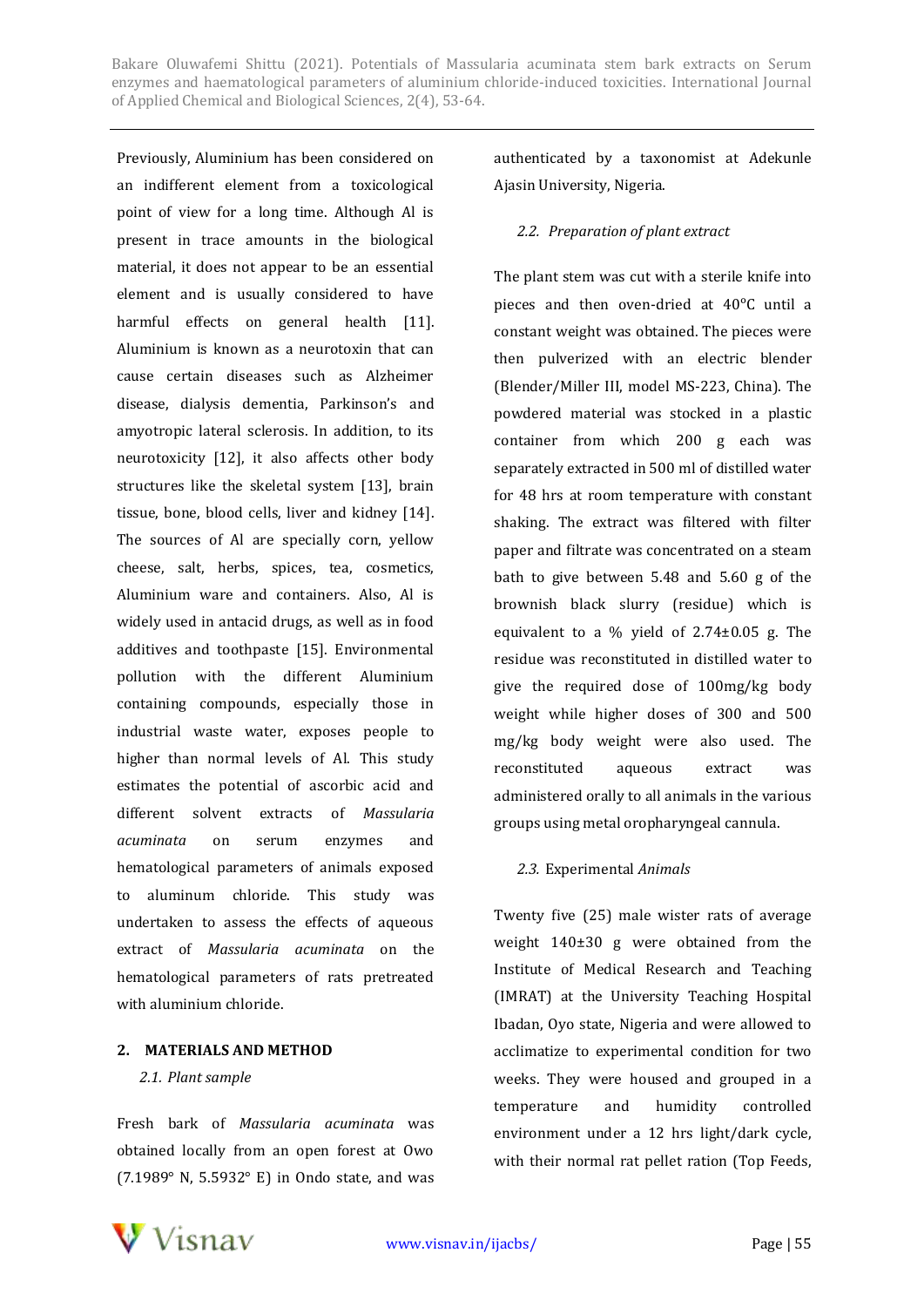Previously, Aluminium has been considered on an indifferent element from a toxicological point of view for a long time. Although Al is present in trace amounts in the biological material, it does not appear to be an essential element and is usually considered to have harmful effects on general health [11]. Aluminium is known as a neurotoxin that can cause certain diseases such as Alzheimer disease, dialysis dementia, Parkinson's and amyotropic lateral sclerosis. In addition, to its neurotoxicity [12], it also affects other body structures like the skeletal system [13], brain tissue, bone, blood cells, liver and kidney [14]. The sources of Al are specially corn, yellow cheese, salt, herbs, spices, tea, cosmetics, Aluminium ware and containers. Also, Al is widely used in antacid drugs, as well as in food additives and toothpaste [15]. Environmental pollution with the different Aluminium containing compounds, especially those in industrial waste water, exposes people to higher than normal levels of Al. This study estimates the potential of ascorbic acid and different solvent extracts of *Massularia acuminata* on serum enzymes and hematological parameters of animals exposed to aluminum chloride. This study was undertaken to assess the effects of aqueous extract of *Massularia acuminata* on the hematological parameters of rats pretreated with aluminium chloride.

## 2. MATERIALS AND METHOD

### 2.1. Plant sample

Fresh bark of *Massularia acuminata* was obtained locally from an open forest at Owo (7.1989° N, 5.5932° E) in Ondo state, and was authenticated by a taxonomist at Adekunle Ajasin University, Nigeria.

### 2.2. Preparation of plant extract

The plant stem was cut with a sterile knife into pieces and then oven-dried at 40°C until a constant weight was obtained. The pieces were then pulverized with an electric blender (Blender/Miller III, model MS-223, China). The powdered material was stocked in a plastic container from which 200 g each was separately extracted in 500 ml of distilled water for 48 hrs at room temperature with constant shaking. The extract was filtered with filter paper and filtrate was concentrated on a steam bath to give between 5.48 and 5.60 g of the brownish black slurry (residue) which is equivalent to a % yield of 2.74±0.05 g. The residue was reconstituted in distilled water to give the required dose of 100mg/kg body weight while higher doses of 300 and 500 mg/kg body weight were also used. The reconstituted aqueous extract was administered orally to all animals in the various groups using metal oropharyngeal cannula.

### 2.3. Experimental *Animals*

Twenty five (25) male wister rats of average weight 140±30 g were obtained from the Institute of Medical Research and Teaching (IMRAT) at the University Teaching Hospital Ibadan, Oyo state, Nigeria and were allowed to acclimatize to experimental condition for two weeks. They were housed and grouped in a temperature and humidity controlled environment under a 12 hrs light/dark cycle, with their normal rat pellet ration (Top Feeds,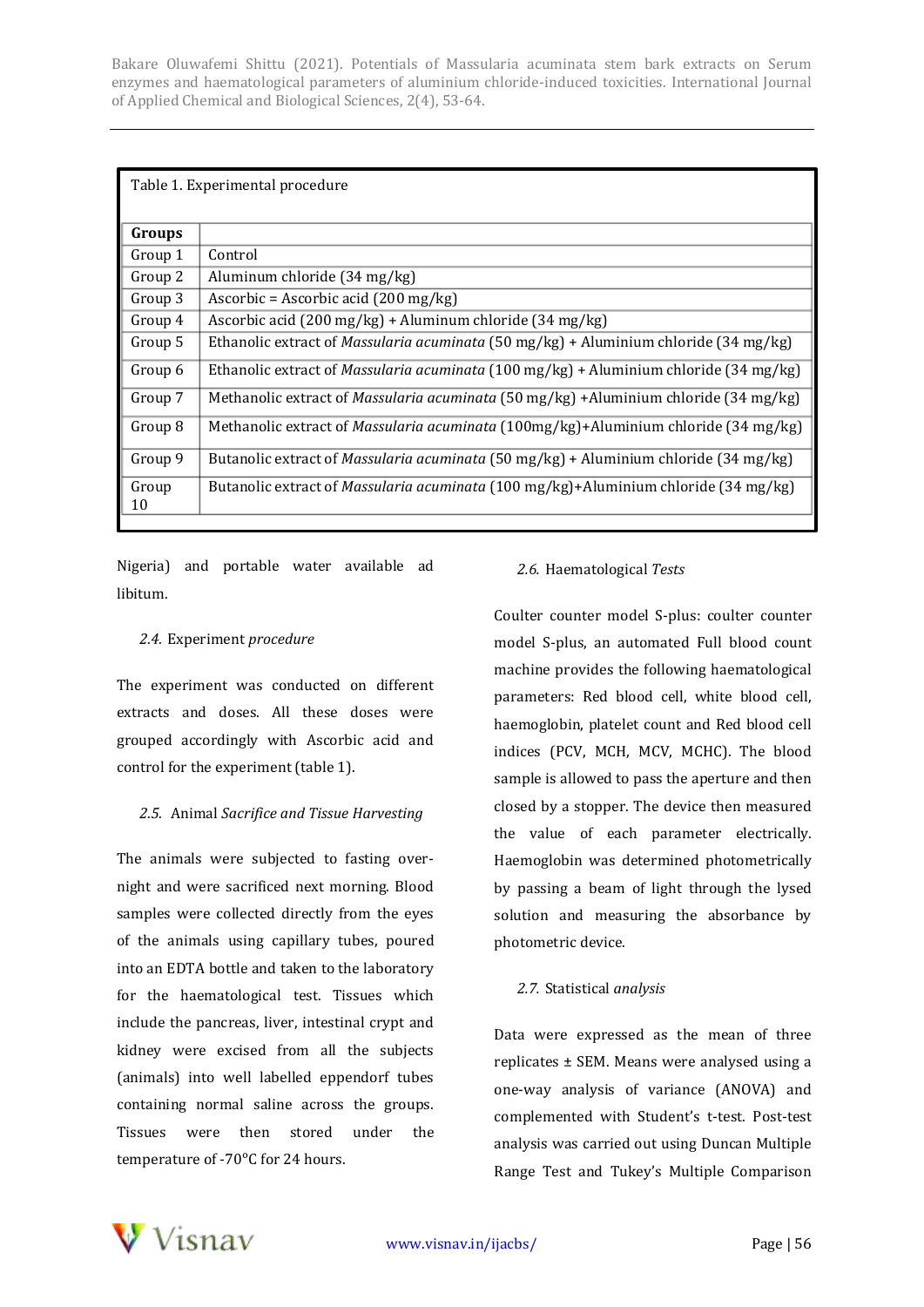Table 1. Experimental procedure

| Groups | |
|---|---|
| Group 1 | Control |
| Group 2 | Aluminum chloride (34 mg/kg) |
| Group 3 | Ascorbic = Ascorbic acid (200 mg/kg) |
| Group 4 | Ascorbic acid (200 mg/kg) + Aluminum chloride (34 mg/kg) |
| Group 5 | Ethanolic extract of *Massularia acuminata* (50 mg/kg) + Aluminium chloride (34 mg/kg) |
| Group 6 | Ethanolic extract of *Massularia acuminata* (100 mg/kg) + Aluminium chloride (34 mg/kg) |
| Group 7 | Methanolic extract of *Massularia acuminata* (50 mg/kg) +Aluminium chloride (34 mg/kg) |
| Group 8 | Methanolic extract of *Massularia acuminata* (100mg/kg)+Aluminium chloride (34 mg/kg) |
| Group 9 | Butanolic extract of *Massularia acuminata* (50 mg/kg) + Aluminium chloride (34 mg/kg) |
| Group 10 | Butanolic extract of *Massularia acuminata* (100 mg/kg)+Aluminium chloride (34 mg/kg) |

Nigeria) and portable water available ad libitum.

### 2.4. Experiment *procedure*

The experiment was conducted on different extracts and doses. All these doses were grouped accordingly with Ascorbic acid and control for the experiment (table 1).

### 2.5. Animal *Sacrifice and Tissue Harvesting*

The animals were subjected to fasting over-night and were sacrificed next morning. Blood samples were collected directly from the eyes of the animals using capillary tubes, poured into an EDTA bottle and taken to the laboratory for the haematological test. Tissues which include the pancreas, liver, intestinal crypt and kidney were excised from all the subjects (animals) into well labelled eppendorf tubes containing normal saline across the groups. Tissues were then stored under the temperature of -70°C for 24 hours.

### 2.6. Haematological *Tests*

Coulter counter model S-plus: coulter counter model S-plus, an automated Full blood count machine provides the following haematological parameters: Red blood cell, white blood cell, haemoglobin, platelet count and Red blood cell indices (PCV, MCH, MCV, MCHC). The blood sample is allowed to pass the aperture and then closed by a stopper. The device then measured the value of each parameter electrically. Haemoglobin was determined photometrically by passing a beam of light through the lysed solution and measuring the absorbance by photometric device.

### 2.7. Statistical *analysis*

Data were expressed as the mean of three replicates ± SEM. Means were analysed using a one-way analysis of variance (ANOVA) and complemented with Student's t-test. Post-test analysis was carried out using Duncan Multiple Range Test and Tukey's Multiple Comparison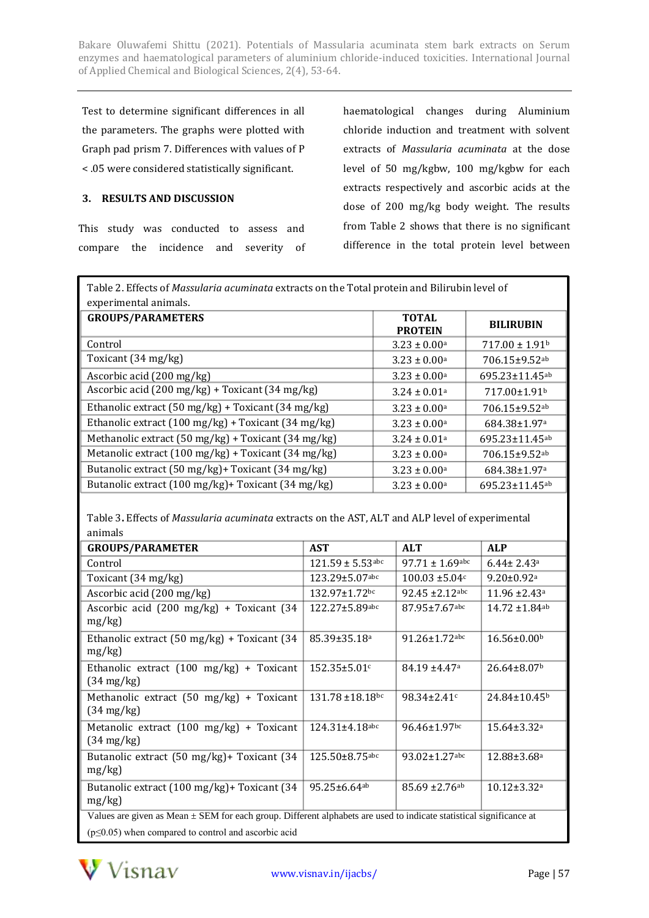Test to determine significant differences in all the parameters. The graphs were plotted with Graph pad prism 7. Differences with values of P < .05 were considered statistically significant.

## 3. RESULTS AND DISCUSSION

This study was conducted to assess and compare the incidence and severity of haematological changes during Aluminium chloride induction and treatment with solvent extracts of *Massularia acuminata* at the dose level of 50 mg/kgbw, 100 mg/kgbw for each extracts respectively and ascorbic acids at the dose of 200 mg/kg body weight. The results from Table 2 shows that there is no significant difference in the total protein level between

Table 2. Effects of *Massularia acuminata* extracts on the Total protein and Bilirubin level of experimental animals.

| GROUPS/PARAMETERS | TOTAL PROTEIN | BILIRUBIN |
|---|---|---|
| Control | 3.23 ± 0.00[a] | 717.00 ± 1.91[b] |
| Toxicant (34 mg/kg) | 3.23 ± 0.00[a] | 706.15±9.52[ab] |
| Ascorbic acid (200 mg/kg) | 3.23 ± 0.00[a] | 695.23±11.45[ab] |
| Ascorbic acid (200 mg/kg) + Toxicant (34 mg/kg) | 3.24 ± 0.01[a] | 717.00±1.91[b] |
| Ethanolic extract (50 mg/kg) + Toxicant (34 mg/kg) | 3.23 ± 0.00[a] | 706.15±9.52[ab] |
| Ethanolic extract (100 mg/kg) + Toxicant (34 mg/kg) | 3.23 ± 0.00[a] | 684.38±1.97[a] |
| Methanolic extract (50 mg/kg) + Toxicant (34 mg/kg) | 3.24 ± 0.01[a] | 695.23±11.45[ab] |
| Metanolic extract (100 mg/kg) + Toxicant (34 mg/kg) | 3.23 ± 0.00[a] | 706.15±9.52[ab] |
| Butanolic extract (50 mg/kg)+ Toxicant (34 mg/kg) | 3.23 ± 0.00[a] | 684.38±1.97[a] |
| Butanolic extract (100 mg/kg)+ Toxicant (34 mg/kg) | 3.23 ± 0.00[a] | 695.23±11.45[ab] |

Table 3**.** Effects of *Massularia acuminata* extracts on the AST, ALT and ALP level of experimental animals

| GROUPS/PARAMETER | AST | ALT | ALP |
|---|---|---|---|
| Control | 121.59 ± 5.53[abc] | 97.71 ± 1.69[abc] | 6.44± 2.43[a] |
| Toxicant (34 mg/kg) | 123.29±5.07[abc] | 100.03 ±5.04[c] | 9.20±0.92[a] |
| Ascorbic acid (200 mg/kg) | 132.97±1.72[bc] | 92.45 ±2.12[abc] | 11.96 ±2.43[a] |
| Ascorbic acid (200 mg/kg) + Toxicant (34 mg/kg) | 122.27±5.89[abc] | 87.95±7.67[abc] | 14.72 ±1.84[ab] |
| Ethanolic extract (50 mg/kg) + Toxicant (34 mg/kg) | 85.39±35.18[a] | 91.26±1.72[abc] | 16.56±0.00[b] |
| Ethanolic extract (100 mg/kg) + Toxicant (34 mg/kg) | 152.35±5.01[c] | 84.19 ±4.47[a] | 26.64±8.07[b] |
| Methanolic extract (50 mg/kg) + Toxicant (34 mg/kg) | 131.78 ±18.18[bc] | 98.34±2.41[c] | 24.84±10.45[b] |
| Metanolic extract (100 mg/kg) + Toxicant (34 mg/kg) | 124.31±4.18[abc] | 96.46±1.97[bc] | 15.64±3.32[a] |
| Butanolic extract (50 mg/kg)+ Toxicant (34 mg/kg) | 125.50±8.75[abc] | 93.02±1.27[abc] | 12.88±3.68[a] |
| Butanolic extract (100 mg/kg)+ Toxicant (34 mg/kg) | 95.25±6.64[ab] | 85.69 ±2.76[ab] | 10.12±3.32[a] |

Values are given as Mean ± SEM for each group. Different alphabets are used to indicate statistical significance at ($p \leq 0.05$) when compared to control and ascorbic acid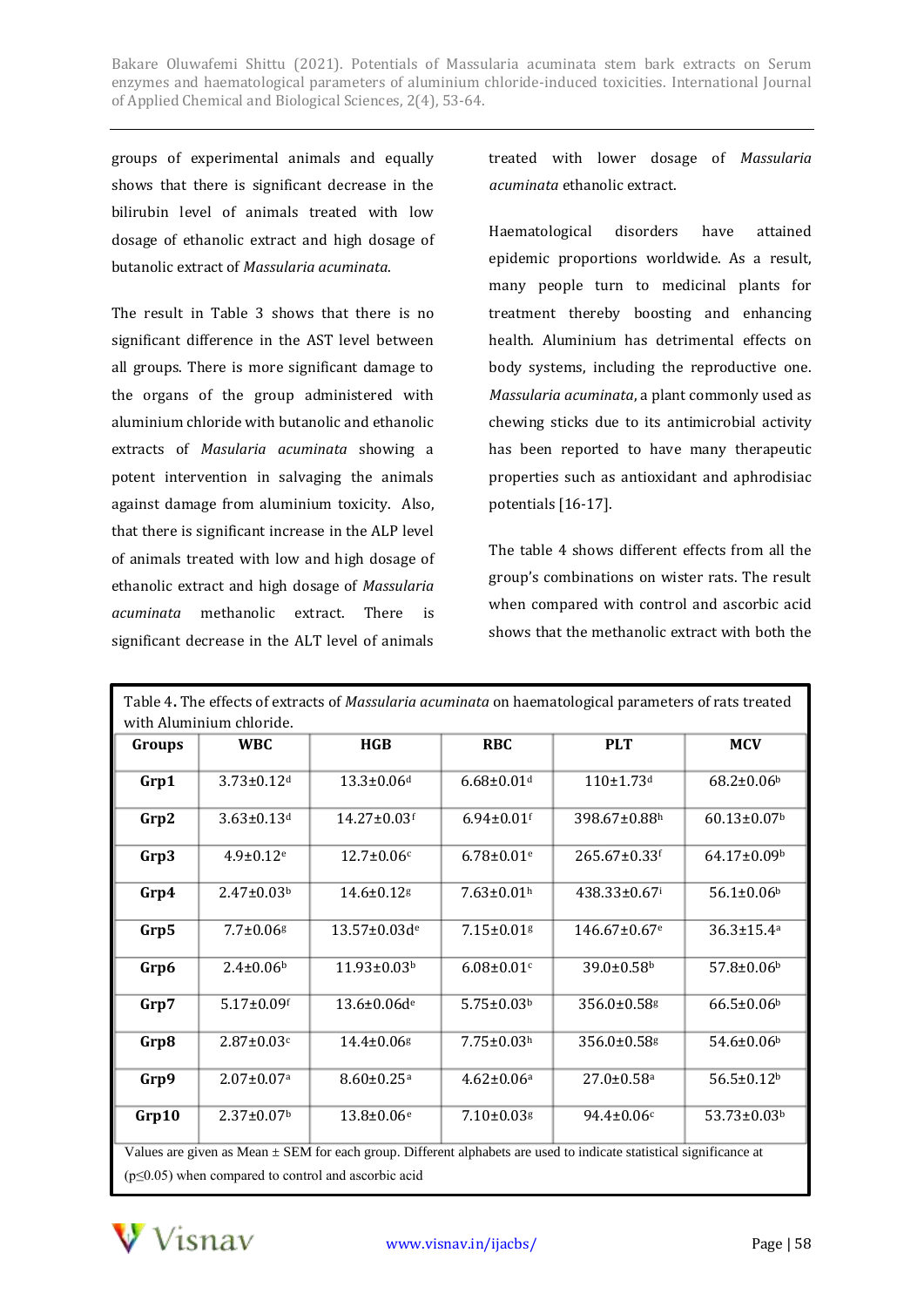groups of experimental animals and equally shows that there is significant decrease in the bilirubin level of animals treated with low dosage of ethanolic extract and high dosage of butanolic extract of *Massularia acuminata*.

The result in Table 3 shows that there is no significant difference in the AST level between all groups. There is more significant damage to the organs of the group administered with aluminium chloride with butanolic and ethanolic extracts of *Masularia acuminata* showing a potent intervention in salvaging the animals against damage from aluminium toxicity. Also, that there is significant increase in the ALP level of animals treated with low and high dosage of ethanolic extract and high dosage of *Massularia acuminata* methanolic extract. There is significant decrease in the ALT level of animals treated with lower dosage of *Massularia acuminata* ethanolic extract.

Haematological disorders have attained epidemic proportions worldwide. As a result, many people turn to medicinal plants for treatment thereby boosting and enhancing health. Aluminium has detrimental effects on body systems, including the reproductive one. *Massularia acuminata*, a plant commonly used as chewing sticks due to its antimicrobial activity has been reported to have many therapeutic properties such as antioxidant and aphrodisiac potentials [16-17].

The table 4 shows different effects from all the group's combinations on wister rats. The result when compared with control and ascorbic acid shows that the methanolic extract with both the

Table 4. The effects of extracts of *Massularia acuminata* on haematological parameters of rats treated with Aluminium chloride.

| Groups | WBC | HGB | RBC | PLT | MCV |
|---|---|---|---|---|---|
| Grp1 | 3.73±0.12[d] | 13.3±0.06[d] | 6.68±0.01[d] | 110±1.73[d] | 68.2±0.06[b] |
| Grp2 | 3.63±0.13[d] | 14.27±0.03[f] | 6.94±0.01[f] | 398.67±0.88[h] | 60.13±0.07[b] |
| Grp3 | 4.9±0.12[e] | 12.7±0.06[c] | 6.78±0.01[e] | 265.67±0.33[f] | 64.17±0.09[b] |
| Grp4 | 2.47±0.03[b] | 14.6±0.12[g] | 7.63±0.01[h] | 438.33±0.67[i] | 56.1±0.06[b] |
| Grp5 | 7.7±0.06[g] | 13.57±0.03d[e] | 7.15±0.01[g] | 146.67±0.67[e] | 36.3±15.4[a] |
| Grp6 | 2.4±0.06[b] | 11.93±0.03[b] | 6.08±0.01[c] | 39.0±0.58[b] | 57.8±0.06[b] |
| Grp7 | 5.17±0.09[f] | 13.6±0.06d[e] | 5.75±0.03[b] | 356.0±0.58[g] | 66.5±0.06[b] |
| Grp8 | 2.87±0.03[c] | 14.4±0.06[g] | 7.75±0.03[h] | 356.0±0.58[g] | 54.6±0.06[b] |
| Grp9 | 2.07±0.07[a] | 8.60±0.25[a] | 4.62±0.06[a] | 27.0±0.58[a] | 56.5±0.12[b] |
| Grp10 | 2.37±0.07[b] | 13.8±0.06[e] | 7.10±0.03[g] | 94.4±0.06[c] | 53.73±0.03[b] |

Values are given as Mean ± SEM for each group. Different alphabets are used to indicate statistical significance at ($p \leq 0.05$) when compared to control and ascorbic acid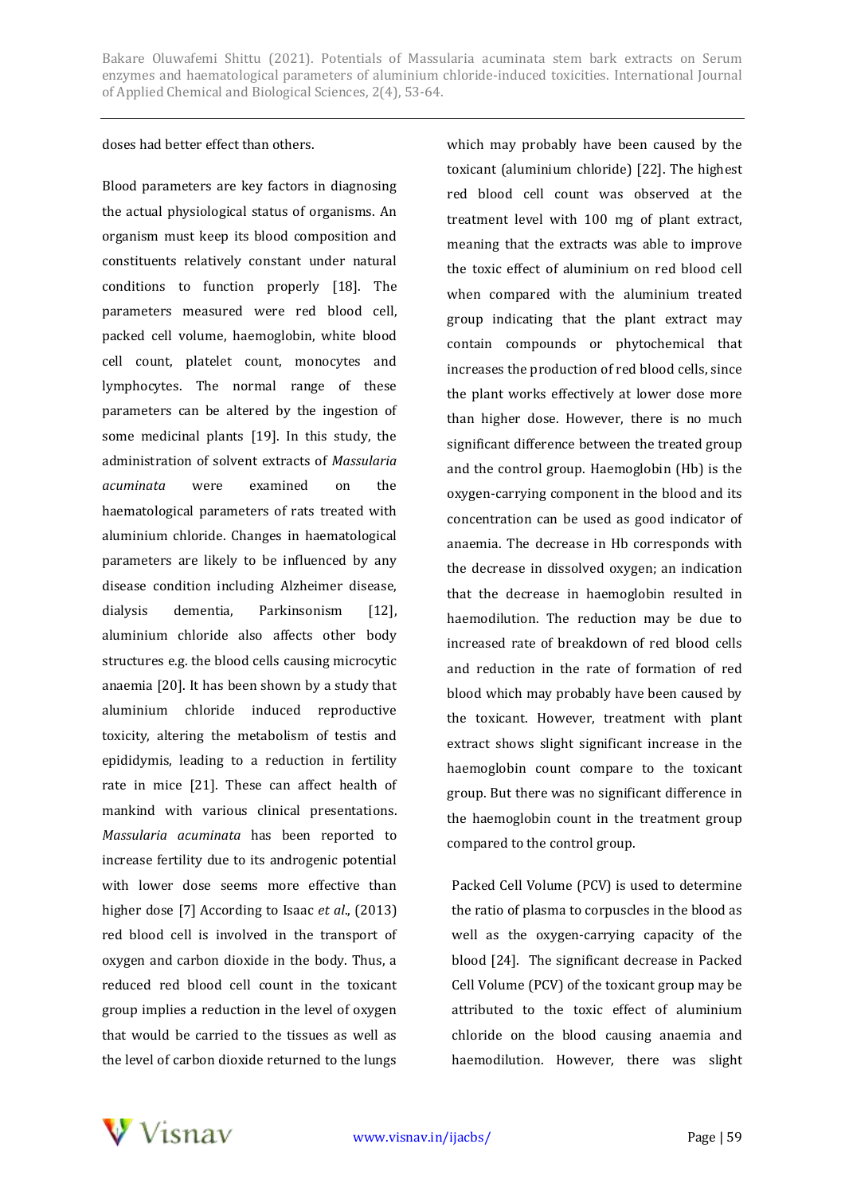doses had better effect than others.

Blood parameters are key factors in diagnosing the actual physiological status of organisms. An organism must keep its blood composition and constituents relatively constant under natural conditions to function properly [18]. The parameters measured were red blood cell, packed cell volume, haemoglobin, white blood cell count, platelet count, monocytes and lymphocytes. The normal range of these parameters can be altered by the ingestion of some medicinal plants [19]. In this study, the administration of solvent extracts of *Massularia acuminata* were examined on the haematological parameters of rats treated with aluminium chloride. Changes in haematological parameters are likely to be influenced by any disease condition including Alzheimer disease, dialysis dementia, Parkinsonism [12], aluminium chloride also affects other body structures e.g. the blood cells causing microcytic anaemia [20]. It has been shown by a study that aluminium chloride induced reproductive toxicity, altering the metabolism of testis and epididymis, leading to a reduction in fertility rate in mice [21]. These can affect health of mankind with various clinical presentations. *Massularia acuminata* has been reported to increase fertility due to its androgenic potential with lower dose seems more effective than higher dose [7] According to Isaac *et al*., (2013) red blood cell is involved in the transport of oxygen and carbon dioxide in the body. Thus, a reduced red blood cell count in the toxicant group implies a reduction in the level of oxygen that would be carried to the tissues as well as the level of carbon dioxide returned to the lungs which may probably have been caused by the toxicant (aluminium chloride) [22]. The highest red blood cell count was observed at the treatment level with 100 mg of plant extract, meaning that the extracts was able to improve the toxic effect of aluminium on red blood cell when compared with the aluminium treated group indicating that the plant extract may contain compounds or phytochemical that increases the production of red blood cells, since the plant works effectively at lower dose more than higher dose. However, there is no much significant difference between the treated group and the control group. Haemoglobin (Hb) is the oxygen-carrying component in the blood and its concentration can be used as good indicator of anaemia. The decrease in Hb corresponds with the decrease in dissolved oxygen; an indication that the decrease in haemoglobin resulted in haemodilution. The reduction may be due to increased rate of breakdown of red blood cells and reduction in the rate of formation of red blood which may probably have been caused by the toxicant. However, treatment with plant extract shows slight significant increase in the haemoglobin count compare to the toxicant group. But there was no significant difference in the haemoglobin count in the treatment group compared to the control group.

Packed Cell Volume (PCV) is used to determine the ratio of plasma to corpuscles in the blood as well as the oxygen-carrying capacity of the blood [24]. The significant decrease in Packed Cell Volume (PCV) of the toxicant group may be attributed to the toxic effect of aluminium chloride on the blood causing anaemia and haemodilution. However, there was slight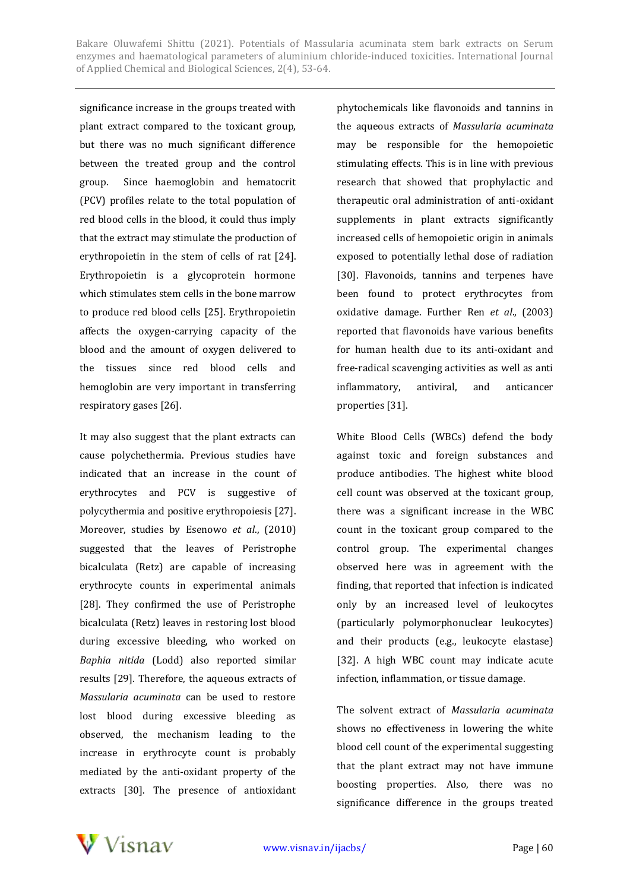significance increase in the groups treated with plant extract compared to the toxicant group, but there was no much significant difference between the treated group and the control group. Since haemoglobin and hematocrit (PCV) profiles relate to the total population of red blood cells in the blood, it could thus imply that the extract may stimulate the production of erythropoietin in the stem of cells of rat [24]. Erythropoietin is a glycoprotein hormone which stimulates stem cells in the bone marrow to produce red blood cells [25]. Erythropoietin affects the oxygen-carrying capacity of the blood and the amount of oxygen delivered to the tissues since red blood cells and hemoglobin are very important in transferring respiratory gases [26].

It may also suggest that the plant extracts can cause polychethermia. Previous studies have indicated that an increase in the count of erythrocytes and PCV is suggestive of polycythermia and positive erythropoiesis [27]. Moreover, studies by Esenowo *et al.*, (2010) suggested that the leaves of Peristrophe bicalculata (Retz) are capable of increasing erythrocyte counts in experimental animals [28]. They confirmed the use of Peristrophe bicalculata (Retz) leaves in restoring lost blood during excessive bleeding, who worked on *Baphia nitida* (Lodd) also reported similar results [29]. Therefore, the aqueous extracts of *Massularia acuminata* can be used to restore lost blood during excessive bleeding as observed, the mechanism leading to the increase in erythrocyte count is probably mediated by the anti-oxidant property of the extracts [30]. The presence of antioxidant phytochemicals like flavonoids and tannins in the aqueous extracts of *Massularia acuminata* may be responsible for the hemopoietic stimulating effects. This is in line with previous research that showed that prophylactic and therapeutic oral administration of anti-oxidant supplements in plant extracts significantly increased cells of hemopoietic origin in animals exposed to potentially lethal dose of radiation [30]. Flavonoids, tannins and terpenes have been found to protect erythrocytes from oxidative damage. Further Ren *et al.*, (2003) reported that flavonoids have various benefits for human health due to its anti-oxidant and free-radical scavenging activities as well as anti inflammatory, antiviral, and anticancer properties [31].

White Blood Cells (WBCs) defend the body against toxic and foreign substances and produce antibodies. The highest white blood cell count was observed at the toxicant group, there was a significant increase in the WBC count in the toxicant group compared to the control group. The experimental changes observed here was in agreement with the finding, that reported that infection is indicated only by an increased level of leukocytes (particularly polymorphonuclear leukocytes) and their products (e.g., leukocyte elastase) [32]. A high WBC count may indicate acute infection, inflammation, or tissue damage.

The solvent extract of *Massularia acuminata* shows no effectiveness in lowering the white blood cell count of the experimental suggesting that the plant extract may not have immune boosting properties. Also, there was no significance difference in the groups treated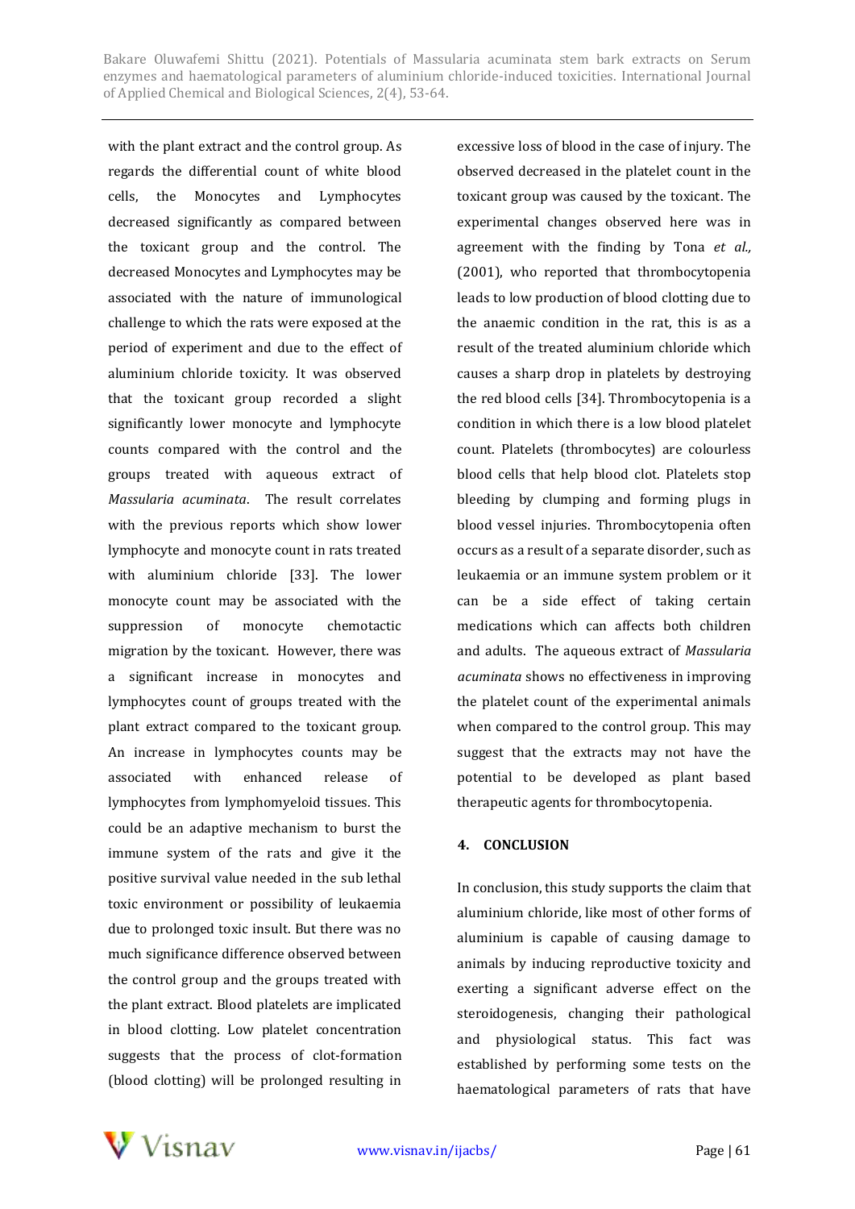with the plant extract and the control group. As regards the differential count of white blood cells, the Monocytes and Lymphocytes decreased significantly as compared between the toxicant group and the control. The decreased Monocytes and Lymphocytes may be associated with the nature of immunological challenge to which the rats were exposed at the period of experiment and due to the effect of aluminium chloride toxicity. It was observed that the toxicant group recorded a slight significantly lower monocyte and lymphocyte counts compared with the control and the groups treated with aqueous extract of *Massularia acuminata*. The result correlates with the previous reports which show lower lymphocyte and monocyte count in rats treated with aluminium chloride [33]. The lower monocyte count may be associated with the suppression of monocyte chemotactic migration by the toxicant. However, there was a significant increase in monocytes and lymphocytes count of groups treated with the plant extract compared to the toxicant group. An increase in lymphocytes counts may be associated with enhanced release of lymphocytes from lymphomyeloid tissues. This could be an adaptive mechanism to burst the immune system of the rats and give it the positive survival value needed in the sub lethal toxic environment or possibility of leukaemia due to prolonged toxic insult. But there was no much significance difference observed between the control group and the groups treated with the plant extract. Blood platelets are implicated in blood clotting. Low platelet concentration suggests that the process of clot-formation (blood clotting) will be prolonged resulting in excessive loss of blood in the case of injury. The observed decreased in the platelet count in the toxicant group was caused by the toxicant. The experimental changes observed here was in agreement with the finding by Tona *et al.,* (2001), who reported that thrombocytopenia leads to low production of blood clotting due to the anaemic condition in the rat, this is as a result of the treated aluminium chloride which causes a sharp drop in platelets by destroying the red blood cells [34]. Thrombocytopenia is a condition in which there is a low blood platelet count. Platelets (thrombocytes) are colourless blood cells that help blood clot. Platelets stop bleeding by clumping and forming plugs in blood vessel injuries. Thrombocytopenia often occurs as a result of a separate disorder, such as leukaemia or an immune system problem or it can be a side effect of taking certain medications which can affects both children and adults. The aqueous extract of *Massularia acuminata* shows no effectiveness in improving the platelet count of the experimental animals when compared to the control group. This may suggest that the extracts may not have the potential to be developed as plant based therapeutic agents for thrombocytopenia.

## 4. CONCLUSION

In conclusion, this study supports the claim that aluminium chloride, like most of other forms of aluminium is capable of causing damage to animals by inducing reproductive toxicity and exerting a significant adverse effect on the steroidogenesis, changing their pathological and physiological status. This fact was established by performing some tests on the haematological parameters of rats that have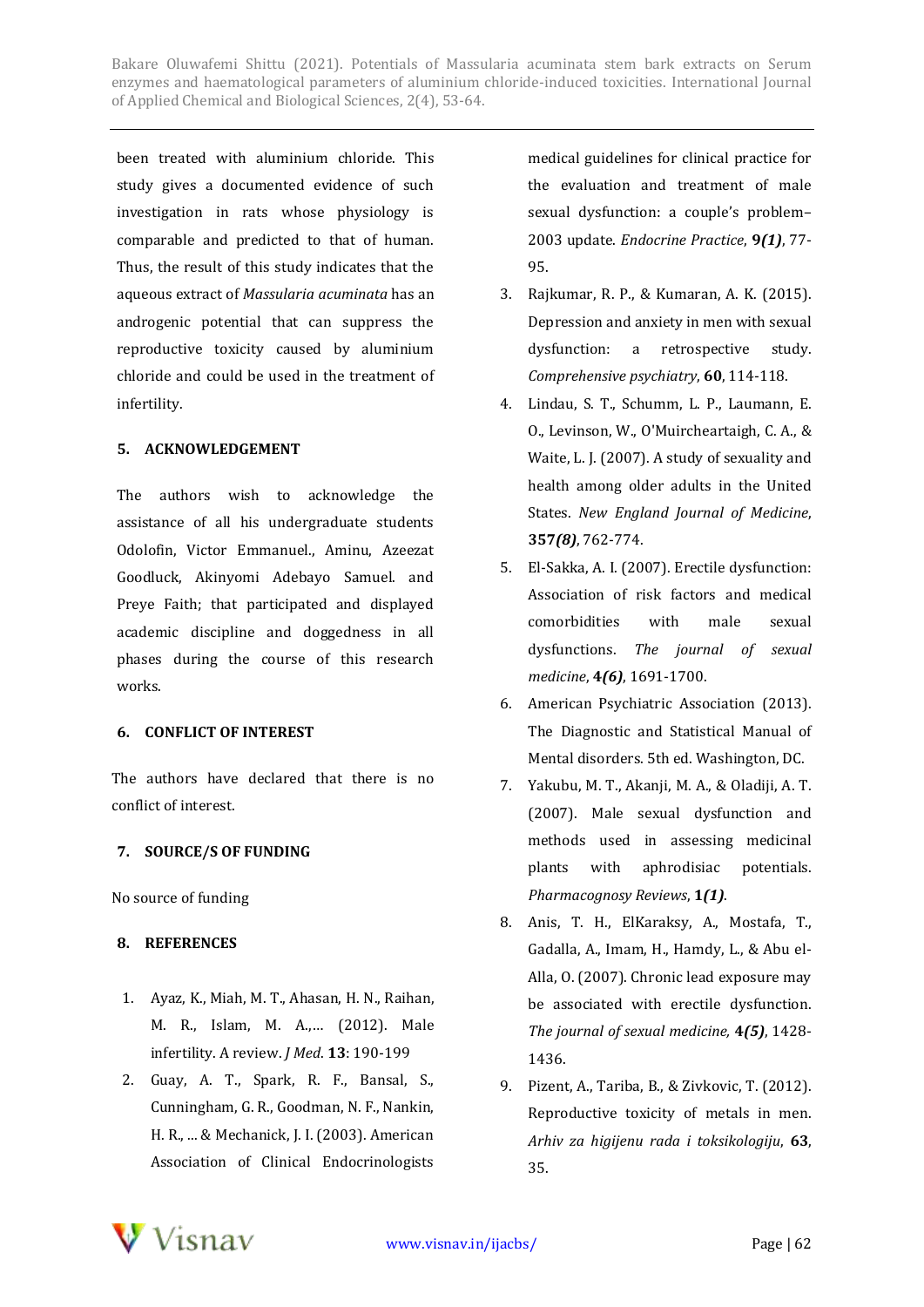been treated with aluminium chloride. This study gives a documented evidence of such investigation in rats whose physiology is comparable and predicted to that of human. Thus, the result of this study indicates that the aqueous extract of *Massularia acuminata* has an androgenic potential that can suppress the reproductive toxicity caused by aluminium chloride and could be used in the treatment of infertility.

## 5. ACKNOWLEDGEMENT

The authors wish to acknowledge the assistance of all his undergraduate students Odolofin, Victor Emmanuel., Aminu, Azeezat Goodluck, Akinyomi Adebayo Samuel. and Preye Faith; that participated and displayed academic discipline and doggedness in all phases during the course of this research works.

## 6. CONFLICT OF INTEREST

The authors have declared that there is no conflict of interest.

## 7. SOURCE/S OF FUNDING

No source of funding

## 8. REFERENCES

1. Ayaz, K., Miah, M. T., Ahasan, H. N., Raihan, M. R., Islam, M. A.,… (2012). Male infertility. A review. *J Med*. **13**: 190-199
2. Guay, A. T., Spark, R. F., Bansal, S., Cunningham, G. R., Goodman, N. F., Nankin, H. R., ... & Mechanick, J. I. (2003). American Association of Clinical Endocrinologists medical guidelines for clinical practice for the evaluation and treatment of male sexual dysfunction: a couple's problem–2003 update. *Endocrine Practice*, **9*(1)***, 77-95.
3. Rajkumar, R. P., & Kumaran, A. K. (2015). Depression and anxiety in men with sexual dysfunction: a retrospective study. *Comprehensive psychiatry*, **60**, 114-118.
4. Lindau, S. T., Schumm, L. P., Laumann, E. O., Levinson, W., O'Muircheartaigh, C. A., & Waite, L. J. (2007). A study of sexuality and health among older adults in the United States. *New England Journal of Medicine*, **357*(8)***, 762-774.
5. El-Sakka, A. I. (2007). Erectile dysfunction: Association of risk factors and medical comorbidities with male sexual dysfunctions. *The journal of sexual medicine*, **4*(6)***, 1691-1700.
6. American Psychiatric Association (2013). The Diagnostic and Statistical Manual of Mental disorders. 5th ed. Washington, DC.
7. Yakubu, M. T., Akanji, M. A., & Oladiji, A. T. (2007). Male sexual dysfunction and methods used in assessing medicinal plants with aphrodisiac potentials. *Pharmacognosy Reviews*, **1*(1)***.
8. Anis, T. H., ElKaraksy, A., Mostafa, T., Gadalla, A., Imam, H., Hamdy, L., & Abu el-Alla, O. (2007). Chronic lead exposure may be associated with erectile dysfunction. *The journal of sexual medicine,* **4*(5)***, 1428-1436.
9. Pizent, A., Tariba, B., & Zivkovic, T. (2012). Reproductive toxicity of metals in men. *Arhiv za higijenu rada i toksikologiju*, **63**, 35.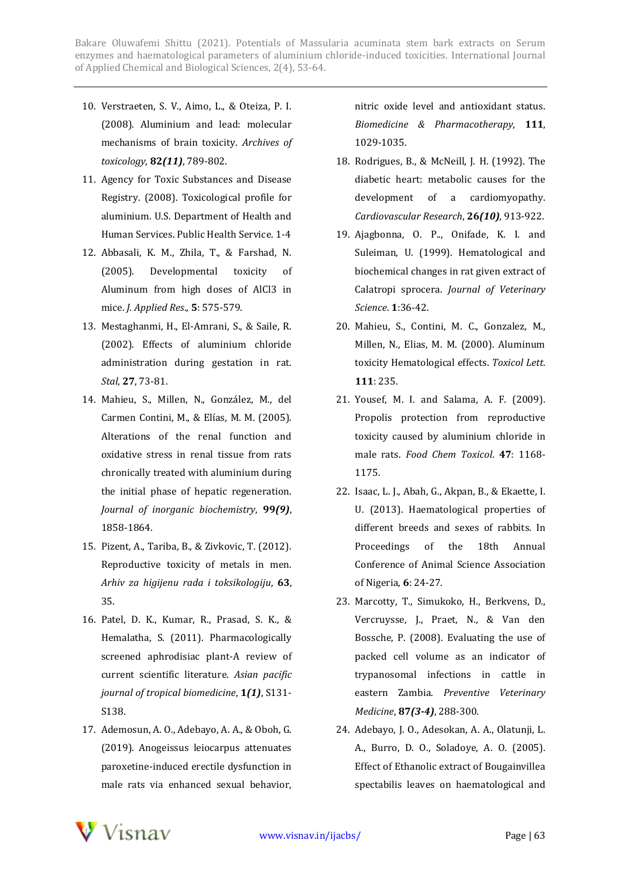10. Verstraeten, S. V., Aimo, L., & Oteiza, P. I. (2008). Aluminium and lead: molecular mechanisms of brain toxicity. *Archives of toxicology*, **82*(11)***, 789-802.
11. Agency for Toxic Substances and Disease Registry. (2008). Toxicological profile for aluminium. U.S. Department of Health and Human Services. Public Health Service. 1-4
12. Abbasali, K. M., Zhila, T., & Farshad, N. (2005). Developmental toxicity of Aluminum from high doses of AlCl3 in mice. *J. Applied Res*., **5**: 575-579.
13. Mestaghanmi, H., El-Amrani, S., & Saile, R. (2002). Effects of aluminium chloride administration during gestation in rat. *Stal*, **27**, 73-81.
14. Mahieu, S., Millen, N., González, M., del Carmen Contini, M., & Elías, M. M. (2005). Alterations of the renal function and oxidative stress in renal tissue from rats chronically treated with aluminium during the initial phase of hepatic regeneration. *Journal of inorganic biochemistry*, **99*(9)***, 1858-1864.
15. Pizent, A., Tariba, B., & Zivkovic, T. (2012). Reproductive toxicity of metals in men. *Arhiv za higijenu rada i toksikologiju*, **63**, 35.
16. Patel, D. K., Kumar, R., Prasad, S. K., & Hemalatha, S. (2011). Pharmacologically screened aphrodisiac plant-A review of current scientific literature. *Asian pacific journal of tropical biomedicine*, **1*(1)***, S131-S138.
17. Ademosun, A. O., Adebayo, A. A., & Oboh, G. (2019). Anogeissus leiocarpus attenuates paroxetine-induced erectile dysfunction in male rats via enhanced sexual behavior, nitric oxide level and antioxidant status. *Biomedicine & Pharmacotherapy*, **111**, 1029-1035.
18. Rodrigues, B., & McNeill, J. H. (1992). The diabetic heart: metabolic causes for the development of a cardiomyopathy. *Cardiovascular Research*, **26*(10)***, 913-922.
19. Ajagbonna, O. P.., Onifade, K. I. and Suleiman, U. (1999). Hematological and biochemical changes in rat given extract of Calatropi sprocera. *Journal of Veterinary Science*. **1**:36-42.
20. Mahieu, S., Contini, M. C., Gonzalez, M., Millen, N., Elias, M. M. (2000). Aluminum toxicity Hematological effects. *Toxicol Lett*. **111**: 235.
21. Yousef, M. I. and Salama, A. F. (2009). Propolis protection from reproductive toxicity caused by aluminium chloride in male rats. *Food Chem Toxicol*. **47**: 1168-1175.
22. Isaac, L. J., Abah, G., Akpan, B., & Ekaette, I. U. (2013). Haematological properties of different breeds and sexes of rabbits. In Proceedings of the 18th Annual Conference of Animal Science Association of Nigeria, **6**: 24-27.
23. Marcotty, T., Simukoko, H., Berkvens, D., Vercruysse, J., Praet, N., & Van den Bossche, P. (2008). Evaluating the use of packed cell volume as an indicator of trypanosomal infections in cattle in eastern Zambia. *Preventive Veterinary Medicine*, **87*(3-4)***, 288-300.
24. Adebayo, J. O., Adesokan, A. A., Olatunji, L. A., Burro, D. O., Soladoye, A. O. (2005). Effect of Ethanolic extract of Bougainvillea spectabilis leaves on haematological and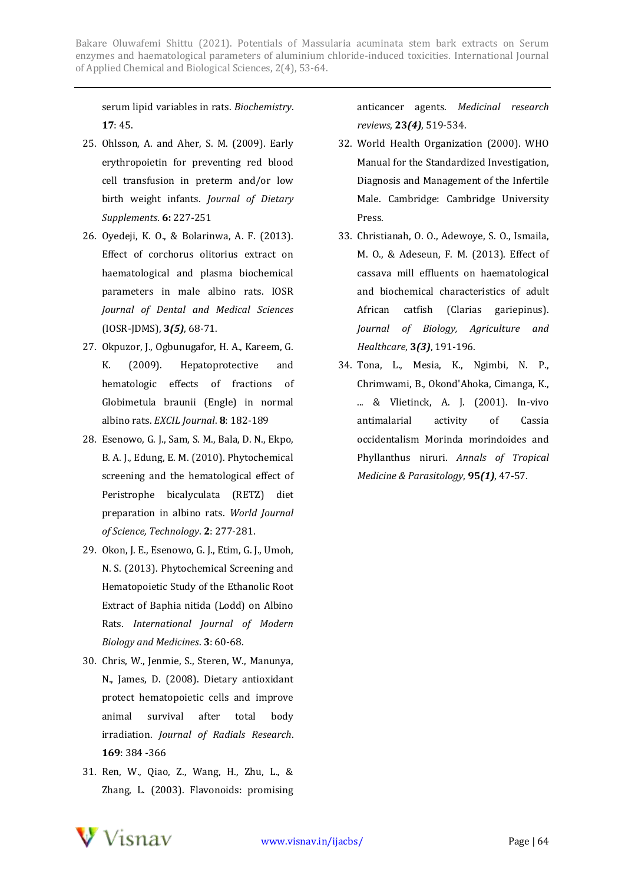serum lipid variables in rats. *Biochemistry*. **17**: 45.

25. Ohlsson, A. and Aher, S. M. (2009). Early erythropoietin for preventing red blood cell transfusion in preterm and/or low birth weight infants. *Journal of Dietary Supplements*. **6:** 227-251
26. Oyedeji, K. O., & Bolarinwa, A. F. (2013). Effect of corchorus olitorius extract on haematological and plasma biochemical parameters in male albino rats. IOSR *Journal of Dental and Medical Sciences* (IOSR-JDMS), **3*(5)***, 68-71.
27. Okpuzor, J., Ogbunugafor, H. A., Kareem, G. K. (2009). Hepatoprotective and hematologic effects of fractions of Globimetula braunii (Engle) in normal albino rats. *EXCIL Journal*. **8**: 182-189
28. Esenowo, G. J., Sam, S. M., Bala, D. N., Ekpo, B. A. J., Edung, E. M. (2010). Phytochemical screening and the hematological effect of Peristrophe bicalyculata (RETZ) diet preparation in albino rats. *World Journal of Science, Technology*. **2**: 277-281.
29. Okon, J. E., Esenowo, G. J., Etim, G. J., Umoh, N. S. (2013). Phytochemical Screening and Hematopoietic Study of the Ethanolic Root Extract of Baphia nitida (Lodd) on Albino Rats. *International Journal of Modern Biology and Medicines*. **3**: 60-68.
30. Chris, W., Jenmie, S., Steren, W., Manunya, N., James, D. (2008). Dietary antioxidant protect hematopoietic cells and improve animal survival after total body irradiation. *Journal of Radials Research*. **169**: 384 -366
31. Ren, W., Qiao, Z., Wang, H., Zhu, L., & Zhang, L. (2003). Flavonoids: promising anticancer agents. *Medicinal research reviews*, **23*(4)***, 519-534.
32. World Health Organization (2000). WHO Manual for the Standardized Investigation, Diagnosis and Management of the Infertile Male. Cambridge: Cambridge University Press.
33. Christianah, O. O., Adewoye, S. O., Ismaila, M. O., & Adeseun, F. M. (2013). Effect of cassava mill effluents on haematological and biochemical characteristics of adult African catfish (Clarias gariepinus). *Journal of Biology, Agriculture and Healthcare*, **3*(3)***, 191-196.
34. Tona, L., Mesia, K., Ngimbi, N. P., Chrimwami, B., Okond'Ahoka, Cimanga, K., ... & Vlietinck, A. J. (2001). In-vivo antimalarial activity of Cassia occidentalism Morinda morindoides and Phyllanthus niruri. *Annals of Tropical Medicine & Parasitology*, **95*(1)***, 47-57.